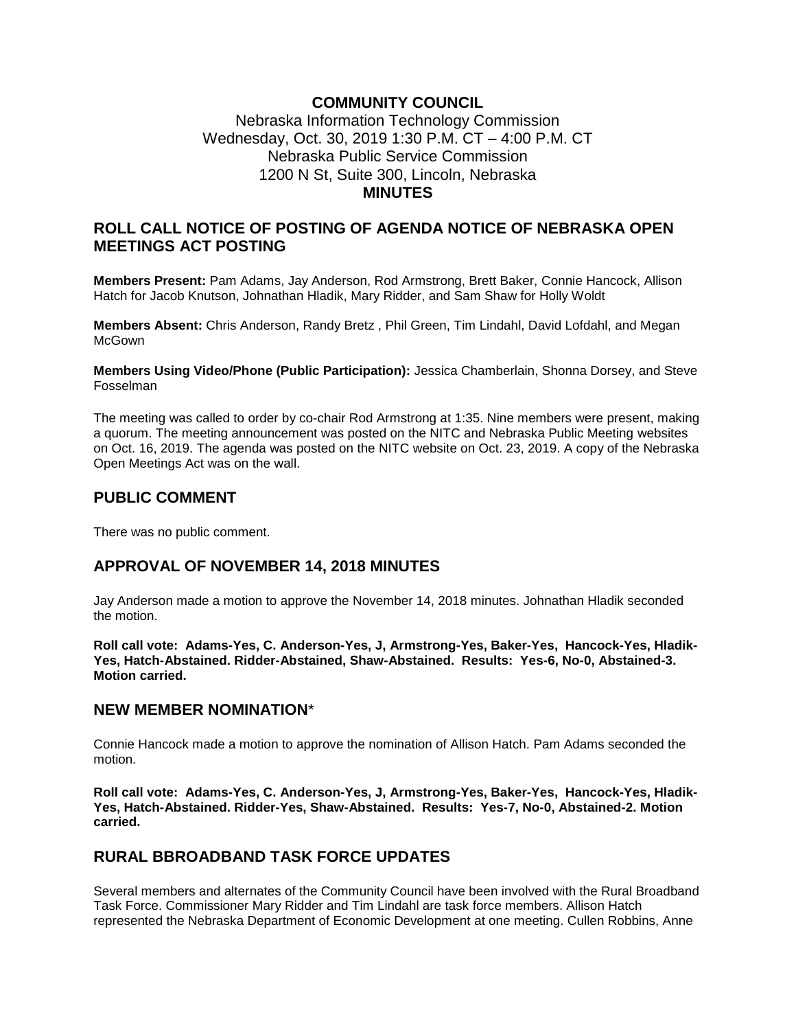**COMMUNITY COUNCIL**
Nebraska Information Technology Commission
Wednesday, Oct. 30, 2019 1:30 P.M. CT – 4:00 P.M. CT
Nebraska Public Service Commission
1200 N St, Suite 300, Lincoln, Nebraska
**MINUTES**

## ROLL CALL NOTICE OF POSTING OF AGENDA NOTICE OF NEBRASKA OPEN MEETINGS ACT POSTING

**Members Present:** Pam Adams, Jay Anderson, Rod Armstrong, Brett Baker, Connie Hancock, Allison Hatch for Jacob Knutson, Johnathan Hladik, Mary Ridder, and Sam Shaw for Holly Woldt

**Members Absent:** Chris Anderson, Randy Bretz , Phil Green, Tim Lindahl, David Lofdahl, and Megan McGown

**Members Using Video/Phone (Public Participation):** Jessica Chamberlain, Shonna Dorsey, and Steve Fosselman

The meeting was called to order by co-chair Rod Armstrong at 1:35. Nine members were present, making a quorum. The meeting announcement was posted on the NITC and Nebraska Public Meeting websites on Oct. 16, 2019. The agenda was posted on the NITC website on Oct. 23, 2019. A copy of the Nebraska Open Meetings Act was on the wall.

## PUBLIC COMMENT

There was no public comment.

## APPROVAL OF NOVEMBER 14, 2018 MINUTES

Jay Anderson made a motion to approve the November 14, 2018 minutes. Johnathan Hladik seconded the motion.

**Roll call vote: Adams-Yes, C. Anderson-Yes, J, Armstrong-Yes, Baker-Yes, Hancock-Yes, Hladik-Yes, Hatch-Abstained. Ridder-Abstained, Shaw-Abstained. Results: Yes-6, No-0, Abstained-3. Motion carried.**

## NEW MEMBER NOMINATION*

Connie Hancock made a motion to approve the nomination of Allison Hatch. Pam Adams seconded the motion.

**Roll call vote: Adams-Yes, C. Anderson-Yes, J, Armstrong-Yes, Baker-Yes, Hancock-Yes, Hladik-Yes, Hatch-Abstained. Ridder-Yes, Shaw-Abstained. Results: Yes-7, No-0, Abstained-2. Motion carried.**

## RURAL BBROADBAND TASK FORCE UPDATES

Several members and alternates of the Community Council have been involved with the Rural Broadband Task Force. Commissioner Mary Ridder and Tim Lindahl are task force members. Allison Hatch represented the Nebraska Department of Economic Development at one meeting. Cullen Robbins, Anne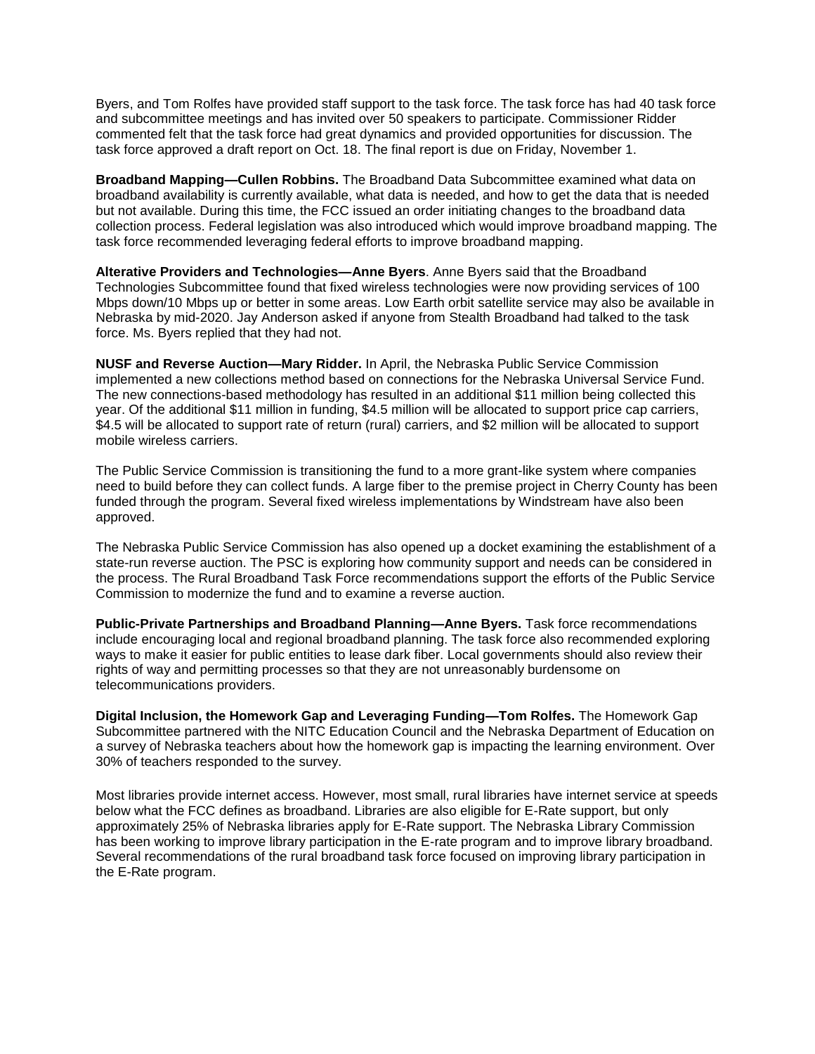Byers, and Tom Rolfes have provided staff support to the task force. The task force has had 40 task force and subcommittee meetings and has invited over 50 speakers to participate. Commissioner Ridder commented felt that the task force had great dynamics and provided opportunities for discussion. The task force approved a draft report on Oct. 18. The final report is due on Friday, November 1.

**Broadband Mapping—Cullen Robbins.** The Broadband Data Subcommittee examined what data on broadband availability is currently available, what data is needed, and how to get the data that is needed but not available. During this time, the FCC issued an order initiating changes to the broadband data collection process. Federal legislation was also introduced which would improve broadband mapping. The task force recommended leveraging federal efforts to improve broadband mapping.

**Alterative Providers and Technologies—Anne Byers**. Anne Byers said that the Broadband Technologies Subcommittee found that fixed wireless technologies were now providing services of 100 Mbps down/10 Mbps up or better in some areas. Low Earth orbit satellite service may also be available in Nebraska by mid-2020. Jay Anderson asked if anyone from Stealth Broadband had talked to the task force. Ms. Byers replied that they had not.

**NUSF and Reverse Auction—Mary Ridder.** In April, the Nebraska Public Service Commission implemented a new collections method based on connections for the Nebraska Universal Service Fund. The new connections-based methodology has resulted in an additional $11 million being collected this year. Of the additional $11 million in funding, $4.5 million will be allocated to support price cap carriers, $4.5 will be allocated to support rate of return (rural) carriers, and $2 million will be allocated to support mobile wireless carriers.

The Public Service Commission is transitioning the fund to a more grant-like system where companies need to build before they can collect funds. A large fiber to the premise project in Cherry County has been funded through the program. Several fixed wireless implementations by Windstream have also been approved.

The Nebraska Public Service Commission has also opened up a docket examining the establishment of a state-run reverse auction. The PSC is exploring how community support and needs can be considered in the process. The Rural Broadband Task Force recommendations support the efforts of the Public Service Commission to modernize the fund and to examine a reverse auction.

**Public-Private Partnerships and Broadband Planning—Anne Byers.** Task force recommendations include encouraging local and regional broadband planning. The task force also recommended exploring ways to make it easier for public entities to lease dark fiber. Local governments should also review their rights of way and permitting processes so that they are not unreasonably burdensome on telecommunications providers.

**Digital Inclusion, the Homework Gap and Leveraging Funding—Tom Rolfes.** The Homework Gap Subcommittee partnered with the NITC Education Council and the Nebraska Department of Education on a survey of Nebraska teachers about how the homework gap is impacting the learning environment. Over 30% of teachers responded to the survey.

Most libraries provide internet access. However, most small, rural libraries have internet service at speeds below what the FCC defines as broadband. Libraries are also eligible for E-Rate support, but only approximately 25% of Nebraska libraries apply for E-Rate support. The Nebraska Library Commission has been working to improve library participation in the E-rate program and to improve library broadband. Several recommendations of the rural broadband task force focused on improving library participation in the E-Rate program.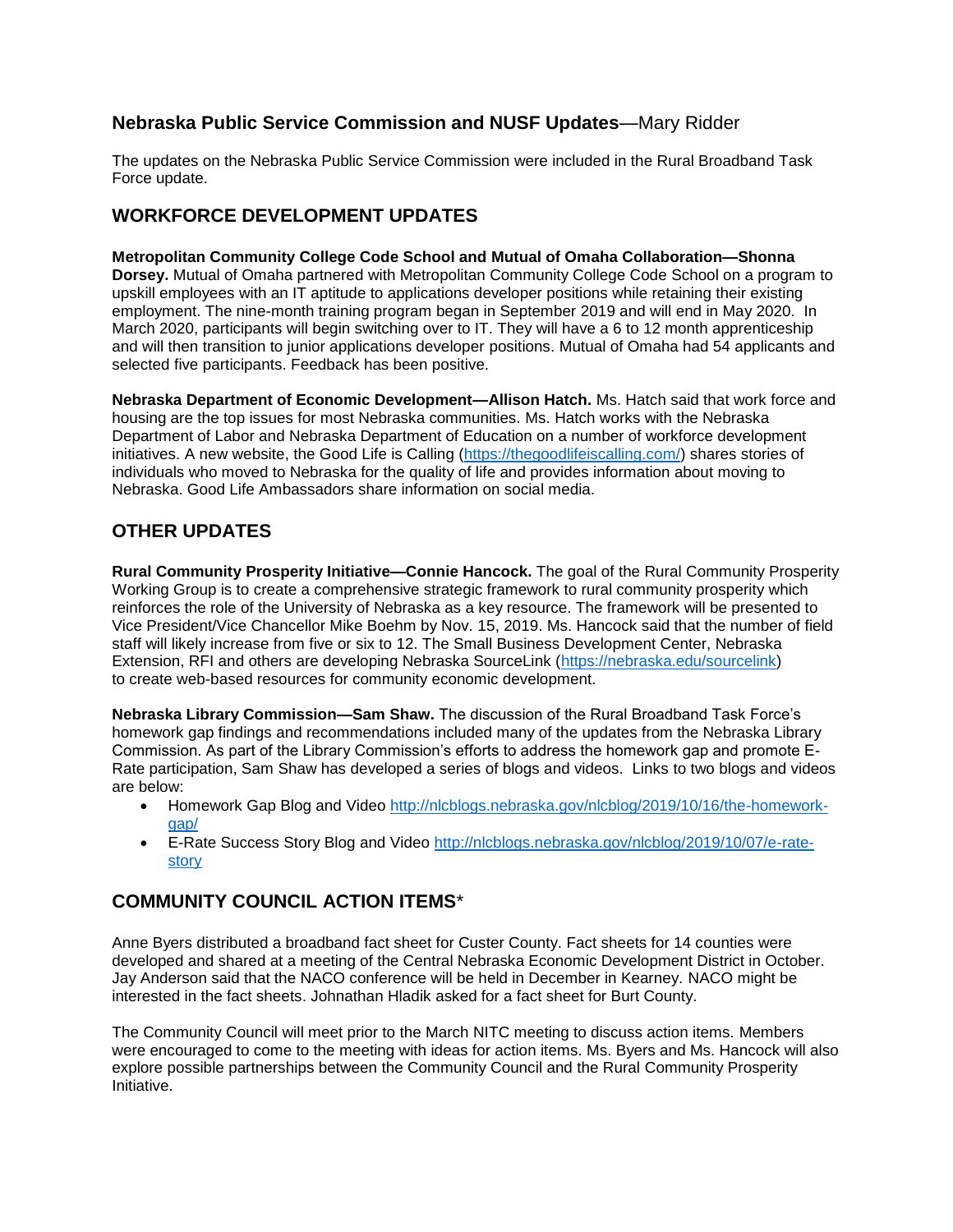**Nebraska Public Service Commission and NUSF Updates**—Mary Ridder

The updates on the Nebraska Public Service Commission were included in the Rural Broadband Task Force update.

## WORKFORCE DEVELOPMENT UPDATES

**Metropolitan Community College Code School and Mutual of Omaha Collaboration—Shonna Dorsey.** Mutual of Omaha partnered with Metropolitan Community College Code School on a program to upskill employees with an IT aptitude to applications developer positions while retaining their existing employment. The nine-month training program began in September 2019 and will end in May 2020. In March 2020, participants will begin switching over to IT. They will have a 6 to 12 month apprenticeship and will then transition to junior applications developer positions. Mutual of Omaha had 54 applicants and selected five participants. Feedback has been positive.

**Nebraska Department of Economic Development—Allison Hatch.** Ms. Hatch said that work force and housing are the top issues for most Nebraska communities. Ms. Hatch works with the Nebraska Department of Labor and Nebraska Department of Education on a number of workforce development initiatives. A new website, the Good Life is Calling (https://thegoodlifeiscalling.com/) shares stories of individuals who moved to Nebraska for the quality of life and provides information about moving to Nebraska. Good Life Ambassadors share information on social media.

## OTHER UPDATES

**Rural Community Prosperity Initiative—Connie Hancock.** The goal of the Rural Community Prosperity Working Group is to create a comprehensive strategic framework to rural community prosperity which reinforces the role of the University of Nebraska as a key resource. The framework will be presented to Vice President/Vice Chancellor Mike Boehm by Nov. 15, 2019. Ms. Hancock said that the number of field staff will likely increase from five or six to 12. The Small Business Development Center, Nebraska Extension, RFI and others are developing Nebraska SourceLink (https://nebraska.edu/sourcelink) to create web-based resources for community economic development.

**Nebraska Library Commission—Sam Shaw.** The discussion of the Rural Broadband Task Force's homework gap findings and recommendations included many of the updates from the Nebraska Library Commission. As part of the Library Commission's efforts to address the homework gap and promote E-Rate participation, Sam Shaw has developed a series of blogs and videos. Links to two blogs and videos are below:

- Homework Gap Blog and Video http://nlcblogs.nebraska.gov/nlcblog/2019/10/16/the-homework-gap/
- E-Rate Success Story Blog and Video http://nlcblogs.nebraska.gov/nlcblog/2019/10/07/e-rate-story

## COMMUNITY COUNCIL ACTION ITEMS*

Anne Byers distributed a broadband fact sheet for Custer County. Fact sheets for 14 counties were developed and shared at a meeting of the Central Nebraska Economic Development District in October. Jay Anderson said that the NACO conference will be held in December in Kearney. NACO might be interested in the fact sheets. Johnathan Hladik asked for a fact sheet for Burt County.

The Community Council will meet prior to the March NITC meeting to discuss action items. Members were encouraged to come to the meeting with ideas for action items. Ms. Byers and Ms. Hancock will also explore possible partnerships between the Community Council and the Rural Community Prosperity Initiative.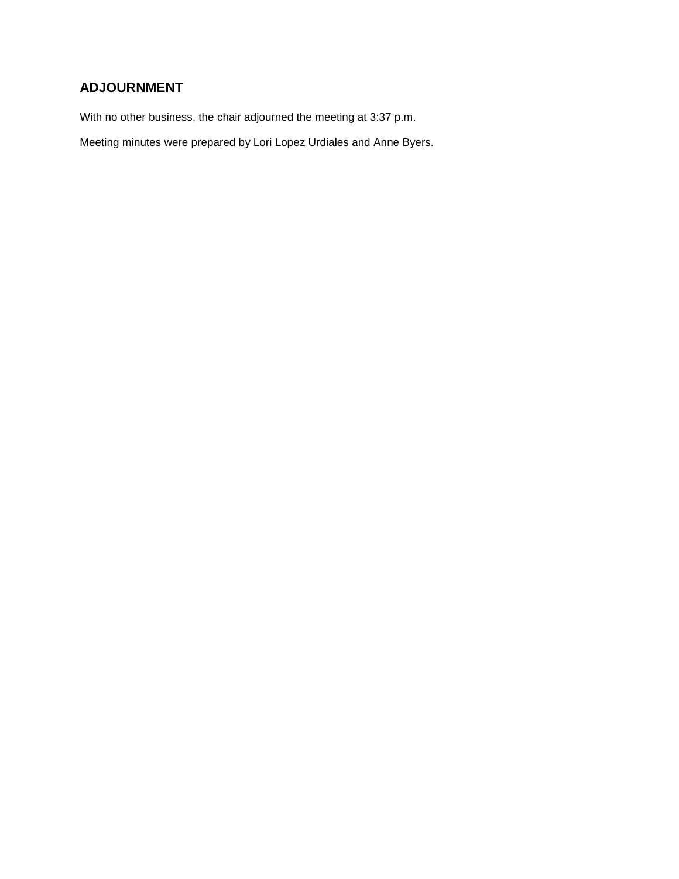## ADJOURNMENT

With no other business, the chair adjourned the meeting at 3:37 p.m.

Meeting minutes were prepared by Lori Lopez Urdiales and Anne Byers.